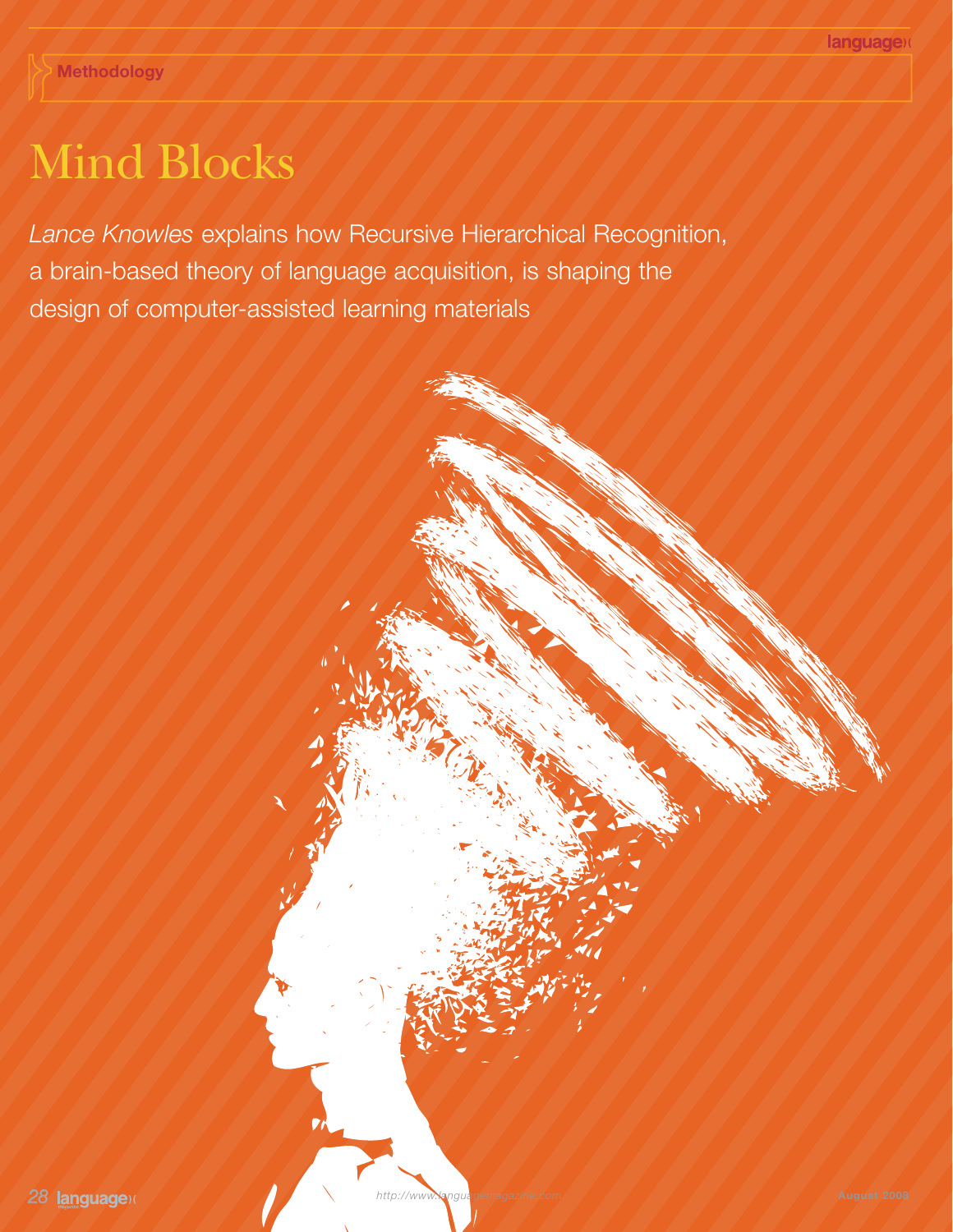Methodology

# Mind Blocks

*Lance Knowles* explains how Recursive Hierarchical Recognition, a brain-based theory of language acquisition, is shaping the design of computer-assisted learning materials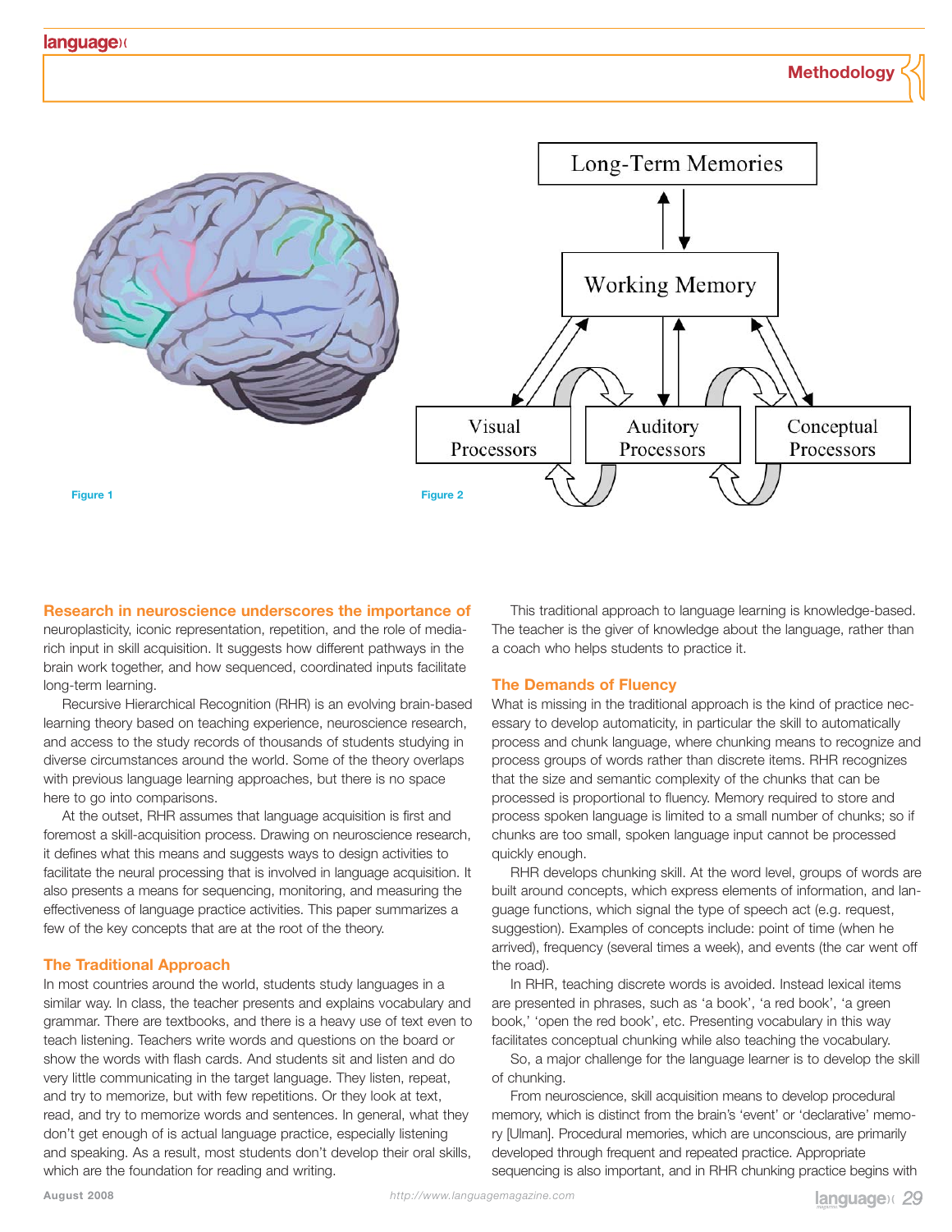Long-Term Memories

Working Memory

Visual Processors

Auditory Processors

Conceptual Processors

Figure 1

Figure 2

**Research in neuroscience underscores the importance of** neuroplasticity, iconic representation, repetition, and the role of media-rich input in skill acquisition. It suggests how different pathways in the brain work together, and how sequenced, coordinated inputs facilitate long-term learning.

Recursive Hierarchical Recognition (RHR) is an evolving brain-based learning theory based on teaching experience, neuroscience research, and access to the study records of thousands of students studying in diverse circumstances around the world. Some of the theory overlaps with previous language learning approaches, but there is no space here to go into comparisons.

At the outset, RHR assumes that language acquisition is first and foremost a skill-acquisition process. Drawing on neuroscience research, it defines what this means and suggests ways to design activities to facilitate the neural processing that is involved in language acquisition. It also presents a means for sequencing, monitoring, and measuring the effectiveness of language practice activities. This paper summarizes a few of the key concepts that are at the root of the theory.

## The Traditional Approach

In most countries around the world, students study languages in a similar way. In class, the teacher presents and explains vocabulary and grammar. There are textbooks, and there is a heavy use of text even to teach listening. Teachers write words and questions on the board or show the words with flash cards. And students sit and listen and do very little communicating in the target language. They listen, repeat, and try to memorize, but with few repetitions. Or they look at text, read, and try to memorize words and sentences. In general, what they don't get enough of is actual language practice, especially listening and speaking. As a result, most students don't develop their oral skills, which are the foundation for reading and writing.

This traditional approach to language learning is knowledge-based. The teacher is the giver of knowledge about the language, rather than a coach who helps students to practice it.

## The Demands of Fluency

What is missing in the traditional approach is the kind of practice necessary to develop automaticity, in particular the skill to automatically process and chunk language, where chunking means to recognize and process groups of words rather than discrete items. RHR recognizes that the size and semantic complexity of the chunks that can be processed is proportional to fluency. Memory required to store and process spoken language is limited to a small number of chunks; so if chunks are too small, spoken language input cannot be processed quickly enough.

RHR develops chunking skill. At the word level, groups of words are built around concepts, which express elements of information, and language functions, which signal the type of speech act (e.g. request, suggestion). Examples of concepts include: point of time (when he arrived), frequency (several times a week), and events (the car went off the road).

In RHR, teaching discrete words is avoided. Instead lexical items are presented in phrases, such as 'a book', 'a red book', 'a green book,' 'open the red book', etc. Presenting vocabulary in this way facilitates conceptual chunking while also teaching the vocabulary.

So, a major challenge for the language learner is to develop the skill of chunking.

From neuroscience, skill acquisition means to develop procedural memory, which is distinct from the brain's 'event' or 'declarative' memory [Ulman]. Procedural memories, which are unconscious, are primarily developed through frequent and repeated practice. Appropriate sequencing is also important, and in RHR chunking practice begins with